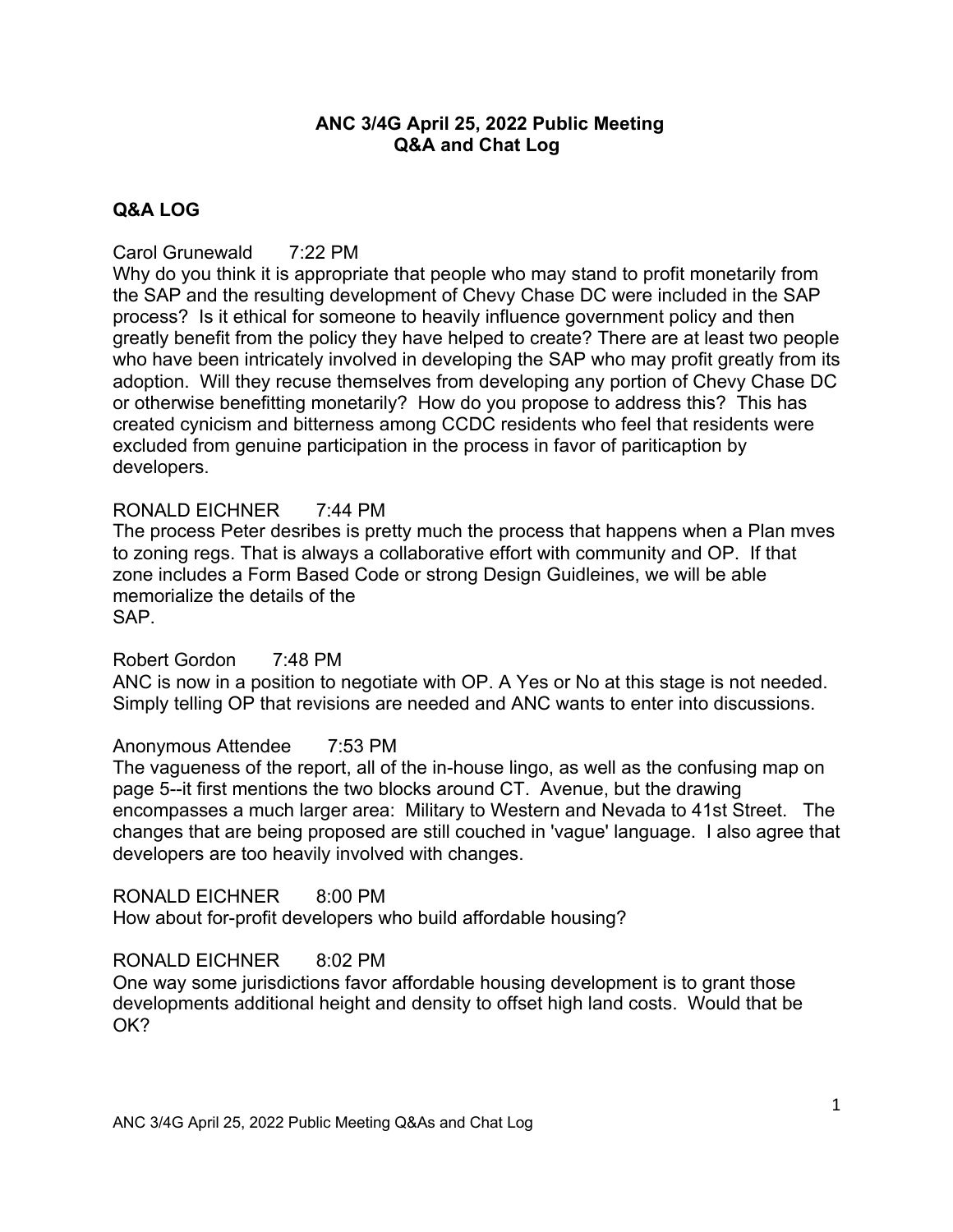**ANC 3/4G April 25, 2022 Public Meeting**
**Q&A and Chat Log**

## Q&A LOG

Carol Grunewald 7:22 PM
Why do you think it is appropriate that people who may stand to profit monetarily from the SAP and the resulting development of Chevy Chase DC were included in the SAP process? Is it ethical for someone to heavily influence government policy and then greatly benefit from the policy they have helped to create? There are at least two people who have been intricately involved in developing the SAP who may profit greatly from its adoption. Will they recuse themselves from developing any portion of Chevy Chase DC or otherwise benefitting monetarily? How do you propose to address this? This has created cynicism and bitterness among CCDC residents who feel that residents were excluded from genuine participation in the process in favor of pariticaption by developers.

RONALD EICHNER 7:44 PM
The process Peter desribes is pretty much the process that happens when a Plan mves to zoning regs. That is always a collaborative effort with community and OP. If that zone includes a Form Based Code or strong Design Guidleines, we will be able memorialize the details of the
SAP.

Robert Gordon 7:48 PM
ANC is now in a position to negotiate with OP. A Yes or No at this stage is not needed. Simply telling OP that revisions are needed and ANC wants to enter into discussions.

Anonymous Attendee 7:53 PM
The vagueness of the report, all of the in-house lingo, as well as the confusing map on page 5--it first mentions the two blocks around CT. Avenue, but the drawing encompasses a much larger area: Military to Western and Nevada to 41st Street. The changes that are being proposed are still couched in 'vague' language. I also agree that developers are too heavily involved with changes.

RONALD EICHNER 8:00 PM
How about for-profit developers who build affordable housing?

RONALD EICHNER 8:02 PM
One way some jurisdictions favor affordable housing development is to grant those developments additional height and density to offset high land costs. Would that be OK?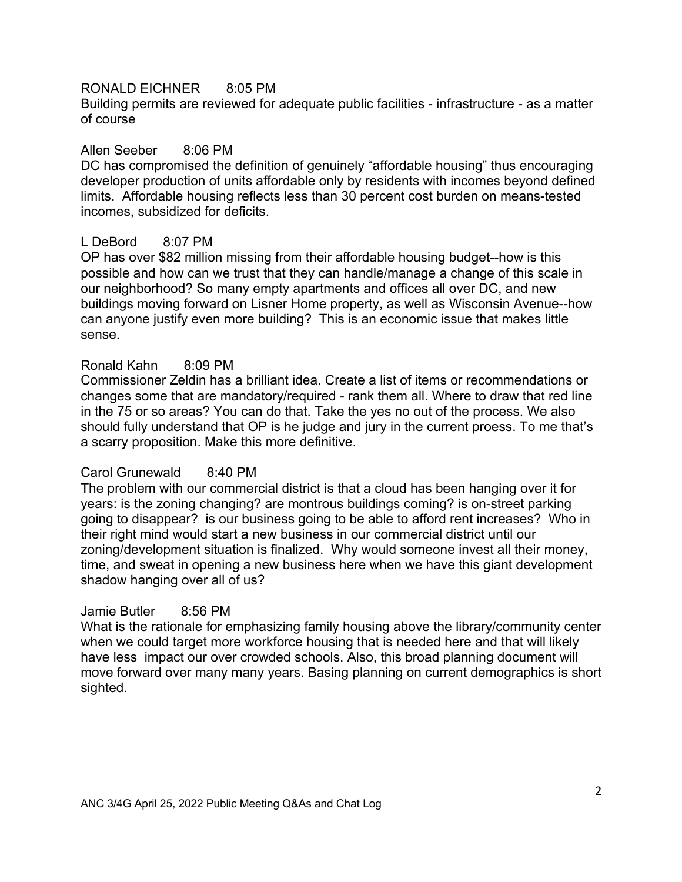RONALD EICHNER 8:05 PM
Building permits are reviewed for adequate public facilities - infrastructure - as a matter of course

Allen Seeber 8:06 PM
DC has compromised the definition of genuinely "affordable housing" thus encouraging developer production of units affordable only by residents with incomes beyond defined limits. Affordable housing reflects less than 30 percent cost burden on means-tested incomes, subsidized for deficits.

L DeBord 8:07 PM
OP has over $82 million missing from their affordable housing budget--how is this possible and how can we trust that they can handle/manage a change of this scale in our neighborhood? So many empty apartments and offices all over DC, and new buildings moving forward on Lisner Home property, as well as Wisconsin Avenue--how can anyone justify even more building? This is an economic issue that makes little sense.

Ronald Kahn 8:09 PM
Commissioner Zeldin has a brilliant idea. Create a list of items or recommendations or changes some that are mandatory/required - rank them all. Where to draw that red line in the 75 or so areas? You can do that. Take the yes no out of the process. We also should fully understand that OP is he judge and jury in the current proess. To me that's a scarry proposition. Make this more definitive.

Carol Grunewald 8:40 PM
The problem with our commercial district is that a cloud has been hanging over it for years: is the zoning changing? are montrous buildings coming? is on-street parking going to disappear? is our business going to be able to afford rent increases? Who in their right mind would start a new business in our commercial district until our zoning/development situation is finalized. Why would someone invest all their money, time, and sweat in opening a new business here when we have this giant development shadow hanging over all of us?

Jamie Butler 8:56 PM
What is the rationale for emphasizing family housing above the library/community center when we could target more workforce housing that is needed here and that will likely have less impact our over crowded schools. Also, this broad planning document will move forward over many many years. Basing planning on current demographics is short sighted.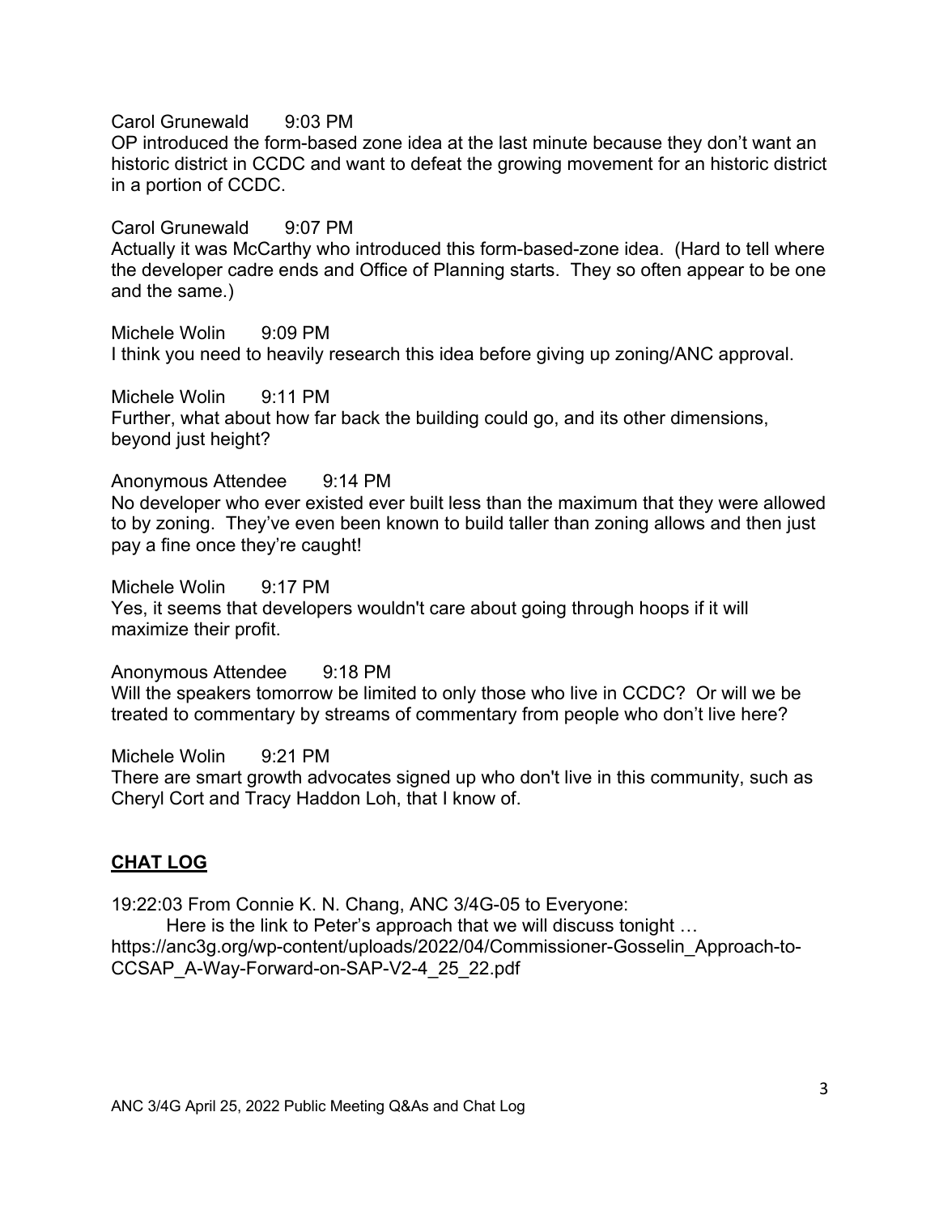Carol Grunewald 9:03 PM
OP introduced the form-based zone idea at the last minute because they don't want an historic district in CCDC and want to defeat the growing movement for an historic district in a portion of CCDC.

Carol Grunewald 9:07 PM
Actually it was McCarthy who introduced this form-based-zone idea. (Hard to tell where the developer cadre ends and Office of Planning starts. They so often appear to be one and the same.)

Michele Wolin 9:09 PM
I think you need to heavily research this idea before giving up zoning/ANC approval.

Michele Wolin 9:11 PM
Further, what about how far back the building could go, and its other dimensions, beyond just height?

Anonymous Attendee 9:14 PM
No developer who ever existed ever built less than the maximum that they were allowed to by zoning. They've even been known to build taller than zoning allows and then just pay a fine once they're caught!

Michele Wolin 9:17 PM
Yes, it seems that developers wouldn't care about going through hoops if it will maximize their profit.

Anonymous Attendee 9:18 PM
Will the speakers tomorrow be limited to only those who live in CCDC? Or will we be treated to commentary by streams of commentary from people who don't live here?

Michele Wolin 9:21 PM
There are smart growth advocates signed up who don't live in this community, such as Cheryl Cort and Tracy Haddon Loh, that I know of.

## **CHAT LOG**

19:22:03 From Connie K. N. Chang, ANC 3/4G-05 to Everyone:
Here is the link to Peter's approach that we will discuss tonight …
https://anc3g.org/wp-content/uploads/2022/04/Commissioner-Gosselin_Approach-to-CCSAP_A-Way-Forward-on-SAP-V2-4_25_22.pdf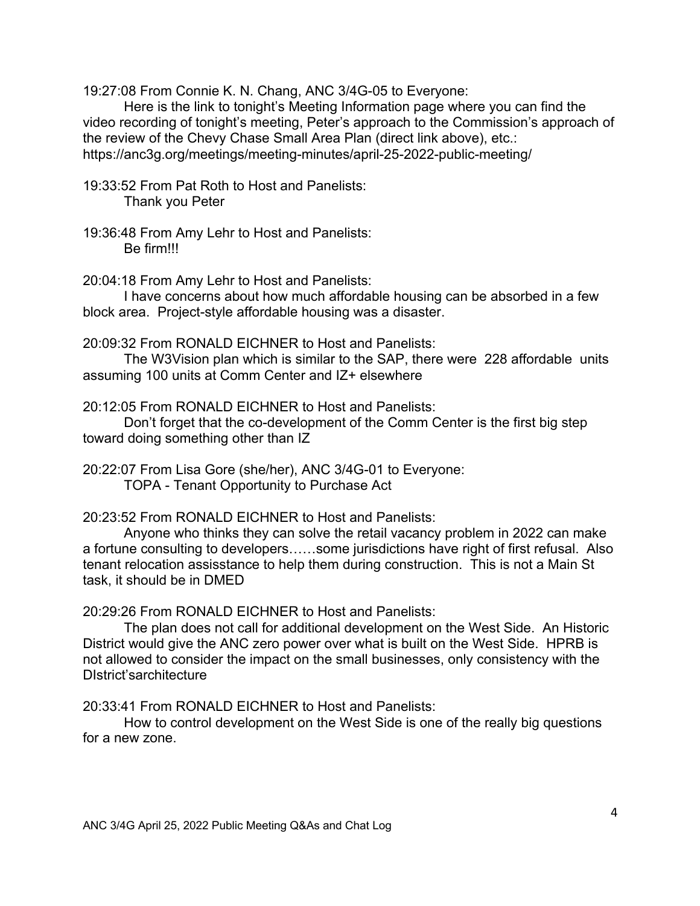19:27:08 From Connie K. N. Chang, ANC 3/4G-05 to Everyone:

Here is the link to tonight's Meeting Information page where you can find the video recording of tonight's meeting, Peter's approach to the Commission's approach of the review of the Chevy Chase Small Area Plan (direct link above), etc.: https://anc3g.org/meetings/meeting-minutes/april-25-2022-public-meeting/

19:33:52 From Pat Roth to Host and Panelists:

Thank you Peter

19:36:48 From Amy Lehr to Host and Panelists:

Be firm!!!

20:04:18 From Amy Lehr to Host and Panelists:

I have concerns about how much affordable housing can be absorbed in a few block area. Project-style affordable housing was a disaster.

20:09:32 From RONALD EICHNER to Host and Panelists:

The W3Vision plan which is similar to the SAP, there were 228 affordable units assuming 100 units at Comm Center and IZ+ elsewhere

20:12:05 From RONALD EICHNER to Host and Panelists:

Don't forget that the co-development of the Comm Center is the first big step toward doing something other than IZ

20:22:07 From Lisa Gore (she/her), ANC 3/4G-01 to Everyone:

TOPA - Tenant Opportunity to Purchase Act

20:23:52 From RONALD EICHNER to Host and Panelists:

Anyone who thinks they can solve the retail vacancy problem in 2022 can make a fortune consulting to developers……some jurisdictions have right of first refusal. Also tenant relocation assisstance to help them during construction. This is not a Main St task, it should be in DMED

20:29:26 From RONALD EICHNER to Host and Panelists:

The plan does not call for additional development on the West Side. An Historic District would give the ANC zero power over what is built on the West Side. HPRB is not allowed to consider the impact on the small businesses, only consistency with the DIstrict'sarchitecture

20:33:41 From RONALD EICHNER to Host and Panelists:

How to control development on the West Side is one of the really big questions for a new zone.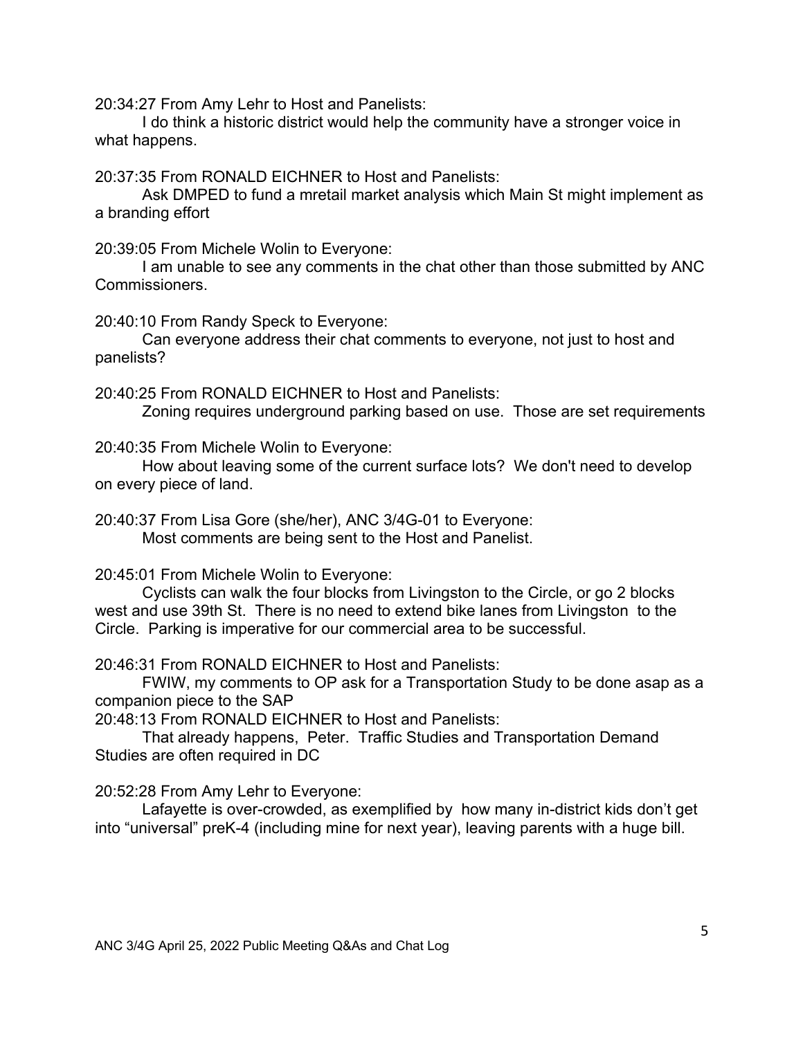20:34:27 From Amy Lehr to Host and Panelists:

I do think a historic district would help the community have a stronger voice in what happens.

20:37:35 From RONALD EICHNER to Host and Panelists:

Ask DMPED to fund a mretail market analysis which Main St might implement as a branding effort

20:39:05 From Michele Wolin to Everyone:

I am unable to see any comments in the chat other than those submitted by ANC Commissioners.

20:40:10 From Randy Speck to Everyone:

Can everyone address their chat comments to everyone, not just to host and panelists?

20:40:25 From RONALD EICHNER to Host and Panelists:

Zoning requires underground parking based on use. Those are set requirements

20:40:35 From Michele Wolin to Everyone:

How about leaving some of the current surface lots? We don't need to develop on every piece of land.

20:40:37 From Lisa Gore (she/her), ANC 3/4G-01 to Everyone:

Most comments are being sent to the Host and Panelist.

20:45:01 From Michele Wolin to Everyone:

Cyclists can walk the four blocks from Livingston to the Circle, or go 2 blocks west and use 39th St. There is no need to extend bike lanes from Livingston to the Circle. Parking is imperative for our commercial area to be successful.

20:46:31 From RONALD EICHNER to Host and Panelists:

FWIW, my comments to OP ask for a Transportation Study to be done asap as a companion piece to the SAP

20:48:13 From RONALD EICHNER to Host and Panelists:

That already happens, Peter. Traffic Studies and Transportation Demand Studies are often required in DC

20:52:28 From Amy Lehr to Everyone:

Lafayette is over-crowded, as exemplified by how many in-district kids don't get into "universal" preK-4 (including mine for next year), leaving parents with a huge bill.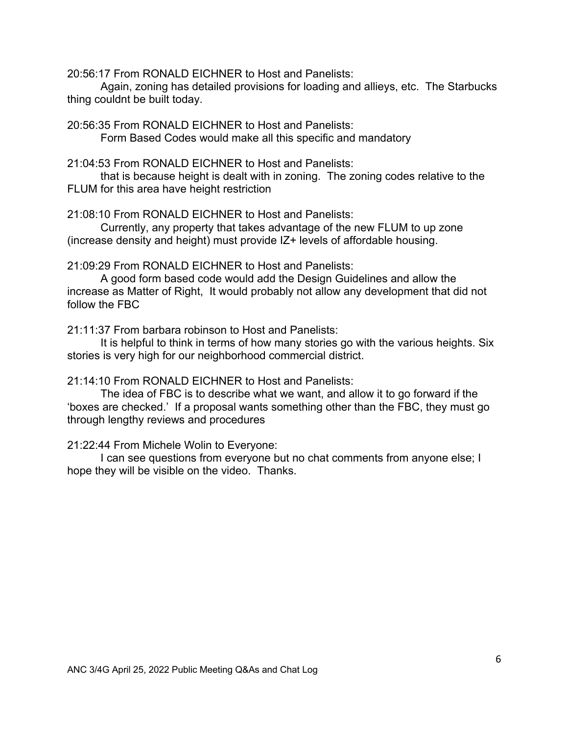20:56:17 From RONALD EICHNER to Host and Panelists:

Again, zoning has detailed provisions for loading and allieys, etc. The Starbucks thing couldnt be built today.

20:56:35 From RONALD EICHNER to Host and Panelists:

Form Based Codes would make all this specific and mandatory

21:04:53 From RONALD EICHNER to Host and Panelists:

that is because height is dealt with in zoning. The zoning codes relative to the FLUM for this area have height restriction

21:08:10 From RONALD EICHNER to Host and Panelists:

Currently, any property that takes advantage of the new FLUM to up zone (increase density and height) must provide IZ+ levels of affordable housing.

21:09:29 From RONALD EICHNER to Host and Panelists:

A good form based code would add the Design Guidelines and allow the increase as Matter of Right, It would probably not allow any development that did not follow the FBC

21:11:37 From barbara robinson to Host and Panelists:

It is helpful to think in terms of how many stories go with the various heights. Six stories is very high for our neighborhood commercial district.

21:14:10 From RONALD EICHNER to Host and Panelists:

The idea of FBC is to describe what we want, and allow it to go forward if the 'boxes are checked.' If a proposal wants something other than the FBC, they must go through lengthy reviews and procedures

21:22:44 From Michele Wolin to Everyone:

I can see questions from everyone but no chat comments from anyone else; I hope they will be visible on the video. Thanks.